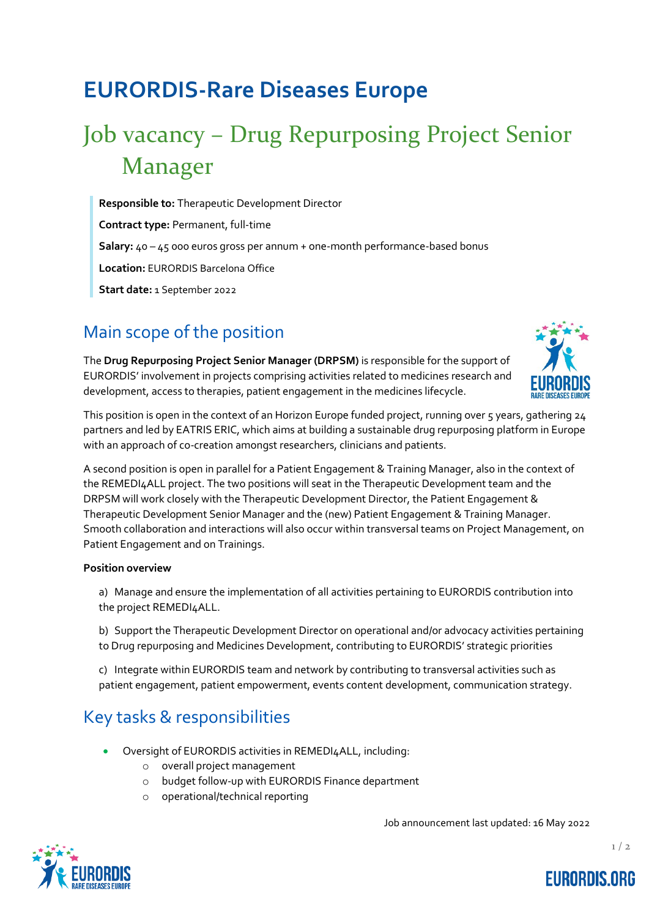# EURORDIS-Rare Diseases Europe

# Job vacancy – Drug Repurposing Project Senior Manager

**Responsible to:** Therapeutic Development Director

**Contract type:** Permanent, full-time

**Salary:** 40 – 45 000 euros gross per annum + one-month performance-based bonus

**Location:** EURORDIS Barcelona Office

**Start date:** 1 September 2022

## Main scope of the position

The **Drug Repurposing Project Senior Manager (DRPSM)** is responsible for the support of EURORDIS' involvement in projects comprising activities related to medicines research and development, access to therapies, patient engagement in the medicines lifecycle.

This position is open in the context of an Horizon Europe funded project, running over 5 years, gathering 24 partners and led by EATRIS ERIC, which aims at building a sustainable drug repurposing platform in Europe with an approach of co-creation amongst researchers, clinicians and patients.

A second position is open in parallel for a Patient Engagement & Training Manager, also in the context of the REMEDI4ALL project. The two positions will seat in the Therapeutic Development team and the DRPSM will work closely with the Therapeutic Development Director, the Patient Engagement & Therapeutic Development Senior Manager and the (new) Patient Engagement & Training Manager. Smooth collaboration and interactions will also occur within transversal teams on Project Management, on Patient Engagement and on Trainings.

**Position overview**

a) Manage and ensure the implementation of all activities pertaining to EURORDIS contribution into the project REMEDI4ALL.

b) Support the Therapeutic Development Director on operational and/or advocacy activities pertaining to Drug repurposing and Medicines Development, contributing to EURORDIS' strategic priorities

c) Integrate within EURORDIS team and network by contributing to transversal activities such as patient engagement, patient empowerment, events content development, communication strategy.

## Key tasks & responsibilities

- Oversight of EURORDIS activities in REMEDI4ALL, including:
    - overall project management
    - budget follow-up with EURORDIS Finance department
    - operational/technical reporting

Job announcement last updated: 16 May 2022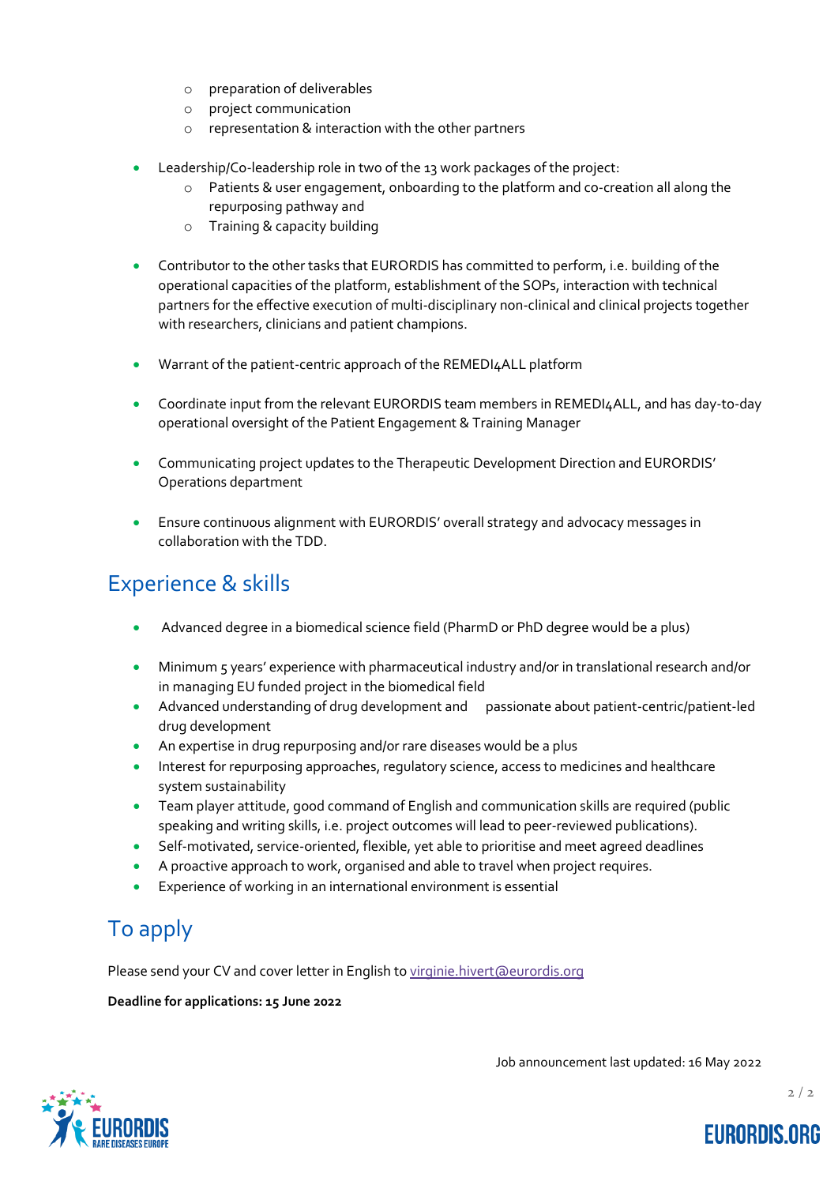- preparation of deliverables
  - project communication
  - representation & interaction with the other partners

- Leadership/Co-leadership role in two of the 13 work packages of the project:
  - Patients & user engagement, onboarding to the platform and co-creation all along the repurposing pathway and
  - Training & capacity building

- Contributor to the other tasks that EURORDIS has committed to perform, i.e. building of the operational capacities of the platform, establishment of the SOPs, interaction with technical partners for the effective execution of multi-disciplinary non-clinical and clinical projects together with researchers, clinicians and patient champions.

- Warrant of the patient-centric approach of the REMEDI4ALL platform

- Coordinate input from the relevant EURORDIS team members in REMEDI4ALL, and has day-to-day operational oversight of the Patient Engagement & Training Manager

- Communicating project updates to the Therapeutic Development Direction and EURORDIS' Operations department

- Ensure continuous alignment with EURORDIS' overall strategy and advocacy messages in collaboration with the TDD.

## Experience & skills

- Advanced degree in a biomedical science field (PharmD or PhD degree would be a plus)

- Minimum 5 years' experience with pharmaceutical industry and/or in translational research and/or in managing EU funded project in the biomedical field
- Advanced understanding of drug development and passionate about patient-centric/patient-led drug development
- An expertise in drug repurposing and/or rare diseases would be a plus
- Interest for repurposing approaches, regulatory science, access to medicines and healthcare system sustainability
- Team player attitude, good command of English and communication skills are required (public speaking and writing skills, i.e. project outcomes will lead to peer-reviewed publications).
- Self-motivated, service-oriented, flexible, yet able to prioritise and meet agreed deadlines
- A proactive approach to work, organised and able to travel when project requires.
- Experience of working in an international environment is essential

## To apply

Please send your CV and cover letter in English to virginie.hivert@eurordis.org

**Deadline for applications: 15 June 2022**

Job announcement last updated: 16 May 2022